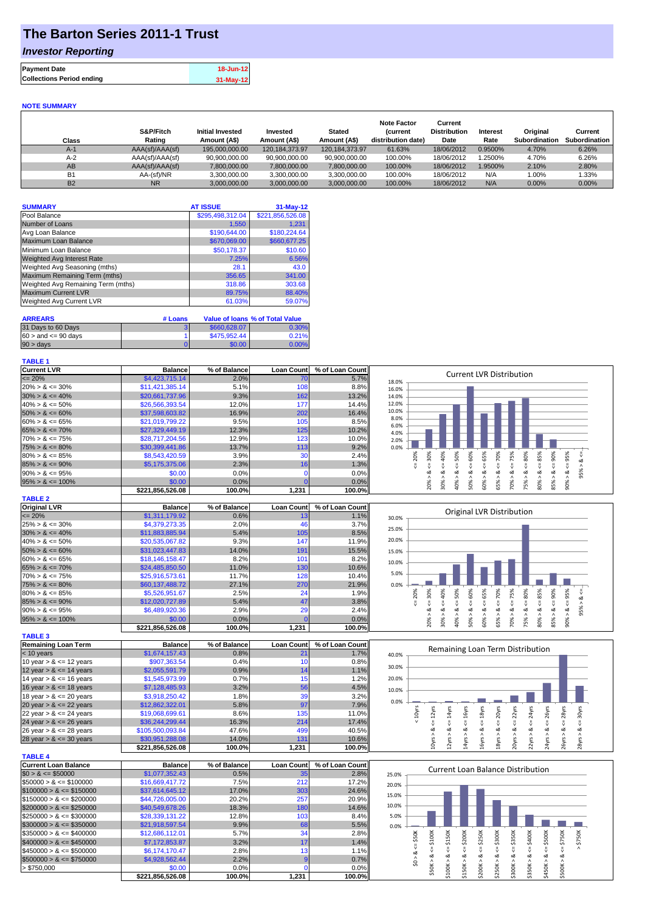# The Barton Series 2011-1 Trust

## *Investor Reporting*

| | |
|---|---|
| **Payment Date** | 18-Jun-12 |
| **Collections Period ending** | 31-May-12 |

**NOTE SUMMARY**

| Class | S&P/Fitch Rating | Initial Invested Amount (A$) | Invested Amount (A$) | Stated Amount (A$) | Note Factor (current distribution date) | Current Distribution Date | Interest Rate | Original Subordination | Current Subordination |
|---|---|---|---|---|---|---|---|---|---|
| A-1 | AAA(sf)/AAA(sf) | 195,000,000.00 | 120,184,373.97 | 120,184,373.97 | 61.63% | 18/06/2012 | 0.9500% | 4.70% | 6.26% |
| A-2 | AAA(sf)/AAA(sf) | 90,900,000.00 | 90,900,000.00 | 90,900,000.00 | 100.00% | 18/06/2012 | 1.2500% | 4.70% | 6.26% |
| AB | AAA(sf)/AAA(sf) | 7,800,000.00 | 7,800,000.00 | 7,800,000.00 | 100.00% | 18/06/2012 | 1.9500% | 2.10% | 2.80% |
| B1 | AA-(sf)/NR | 3,300,000.00 | 3,300,000.00 | 3,300,000.00 | 100.00% | 18/06/2012 | N/A | 1.00% | 1.33% |
| B2 | NR | 3,000,000.00 | 3,000,000.00 | 3,000,000.00 | 100.00% | 18/06/2012 | N/A | 0.00% | 0.00% |

| SUMMARY | AT ISSUE | 31-May-12 |
|---|---|---|
| Pool Balance | $295,498,312.04 | $221,856,526.08 |
| Number of Loans | 1,550 | 1,231 |
| Avg Loan Balance | $190,644.00 | $180,224.64 |
| Maximum Loan Balance | $670,069.00 | $660,677.25 |
| Minimum Loan Balance | $50,178.37 | $10.60 |
| Weighted Avg Interest Rate | 7.25% | 6.56% |
| Weighted Avg Seasoning (mths) | 28.1 | 43.0 |
| Maximum Remaining Term (mths) | 356.65 | 341.00 |
| Weighted Avg Remaining Term (mths) | 318.86 | 303.68 |
| Maximum Current LVR | 89.75% | 88.40% |
| Weighted Avg Current LVR | 61.03% | 59.07% |

| ARREARS | # Loans | Value of loans | % of Total Value |
|---|---|---|---|
| 31 Days to 60 Days | 3 | $660,628.07 | 0.30% |
| 60 > and <= 90 days | 1 | $475,952.44 | 0.21% |
| 90 > days | 0 | $0.00 | 0.00% |

**TABLE 1**

| Current LVR | Balance | % of Balance | Loan Count | % of Loan Count |
|---|---|---|---|---|
| <= 20% | $4,423,715.14 | 2.0% | 70 | 5.7% |
| 20% > & <= 30% | $11,421,385.14 | 5.1% | 108 | 8.8% |
| 30% > & <= 40% | $20,661,737.96 | 9.3% | 162 | 13.2% |
| 40% > & <= 50% | $26,566,393.54 | 12.0% | 177 | 14.4% |
| 50% > & <= 60% | $37,598,603.82 | 16.9% | 202 | 16.4% |
| 60% > & <= 65% | $21,019,799.22 | 9.5% | 105 | 8.5% |
| 65% > & <= 70% | $27,329,449.19 | 12.3% | 125 | 10.2% |
| 70% > & <= 75% | $28,717,204.56 | 12.9% | 123 | 10.0% |
| 75% > & <= 80% | $30,399,441.86 | 13.7% | 113 | 9.2% |
| 80% > & <= 85% | $8,543,420.59 | 3.9% | 30 | 2.4% |
| 85% > & <= 90% | $5,175,375.06 | 2.3% | 16 | 1.3% |
| 90% > & <= 95% | $0.00 | 0.0% | 0 | 0.0% |
| 95% > & <= 100% | $0.00 | 0.0% | 0 | 0.0% |
| | $221,856,526.08 | 100.0% | 1,231 | 100.0% |

**TABLE 2**

| Original LVR | Balance | % of Balance | Loan Count | % of Loan Count |
|---|---|---|---|---|
| <= 20% | $1,311,179.92 | 0.6% | 13 | 1.1% |
| 25% > & <= 30% | $4,379,273.35 | 2.0% | 46 | 3.7% |
| 30% > & <= 40% | $11,883,885.94 | 5.4% | 105 | 8.5% |
| 40% > & <= 50% | $20,535,067.82 | 9.3% | 147 | 11.9% |
| 50% > & <= 60% | $31,023,447.83 | 14.0% | 191 | 15.5% |
| 60% > & <= 65% | $18,146,158.47 | 8.2% | 101 | 8.2% |
| 65% > & <= 70% | $24,485,850.50 | 11.0% | 130 | 10.6% |
| 70% > & <= 75% | $25,916,573.61 | 11.7% | 128 | 10.4% |
| 75% > & <= 80% | $60,137,488.72 | 27.1% | 270 | 21.9% |
| 80% > & <= 85% | $5,526,951.67 | 2.5% | 24 | 1.9% |
| 85% > & <= 90% | $12,020,727.89 | 5.4% | 47 | 3.8% |
| 90% > & <= 95% | $6,489,920.36 | 2.9% | 29 | 2.4% |
| 95% > & <= 100% | $0.00 | 0.0% | 0 | 0.0% |
| | $221,856,526.08 | 100.0% | 1,231 | 100.0% |

**TABLE 3**

| Remaining Loan Term | Balance | % of Balance | Loan Count | % of Loan Count |
|---|---|---|---|---|
| < 10 years | $1,674,157.43 | 0.8% | 21 | 1.7% |
| 10 year > & <= 12 years | $907,363.54 | 0.4% | 10 | 0.8% |
| 12 year > & <= 14 years | $2,055,591.79 | 0.9% | 14 | 1.1% |
| 14 year > & <= 16 years | $1,545,973.99 | 0.7% | 15 | 1.2% |
| 16 year > & <= 18 years | $7,128,485.93 | 3.2% | 56 | 4.5% |
| 18 year > & <= 20 years | $3,918,250.42 | 1.8% | 39 | 3.2% |
| 20 year > & <= 22 years | $12,862,322.01 | 5.8% | 97 | 7.9% |
| 22 year > & <= 24 years | $19,068,699.61 | 8.6% | 135 | 11.0% |
| 24 year > & <= 26 years | $36,244,299.44 | 16.3% | 214 | 17.4% |
| 26 year > & <= 28 years | $105,500,093.84 | 47.6% | 499 | 40.5% |
| 28 year > & <= 30 years | $30,951,288.08 | 14.0% | 131 | 10.6% |
| | $221,856,526.08 | 100.0% | 1,231 | 100.0% |

**TABLE 4**

| Current Loan Balance | Balance | % of Balance | Loan Count | % of Loan Count |
|---|---|---|---|---|
| $0 > & <= $50000 | $1,077,352.43 | 0.5% | 35 | 2.8% |
| $50000 > & <= $100000 | $16,669,417.72 | 7.5% | 212 | 17.2% |
| $100000 > & <= $150000 | $37,614,645.12 | 17.0% | 303 | 24.6% |
| $150000 > & <= $200000 | $44,726,005.00 | 20.2% | 257 | 20.9% |
| $200000 > & <= $250000 | $40,549,678.26 | 18.3% | 180 | 14.6% |
| $250000 > & <= $300000 | $28,339,131.22 | 12.8% | 103 | 8.4% |
| $300000 > & <= $350000 | $21,918,597.54 | 9.9% | 68 | 5.5% |
| $350000 > & <= $400000 | $12,686,112.01 | 5.7% | 34 | 2.8% |
| $400000 > & <= $450000 | $7,172,853.87 | 3.2% | 17 | 1.4% |
| $450000 > & <= $500000 | $6,174,170.47 | 2.8% | 13 | 1.1% |
| $500000 > & <= $750000 | $4,928,562.44 | 2.2% | 9 | 0.7% |
| > $750,000 | $0.00 | 0.0% | 0 | 0.0% |
| | $221,856,526.08 | 100.0% | 1,231 | 100.0% |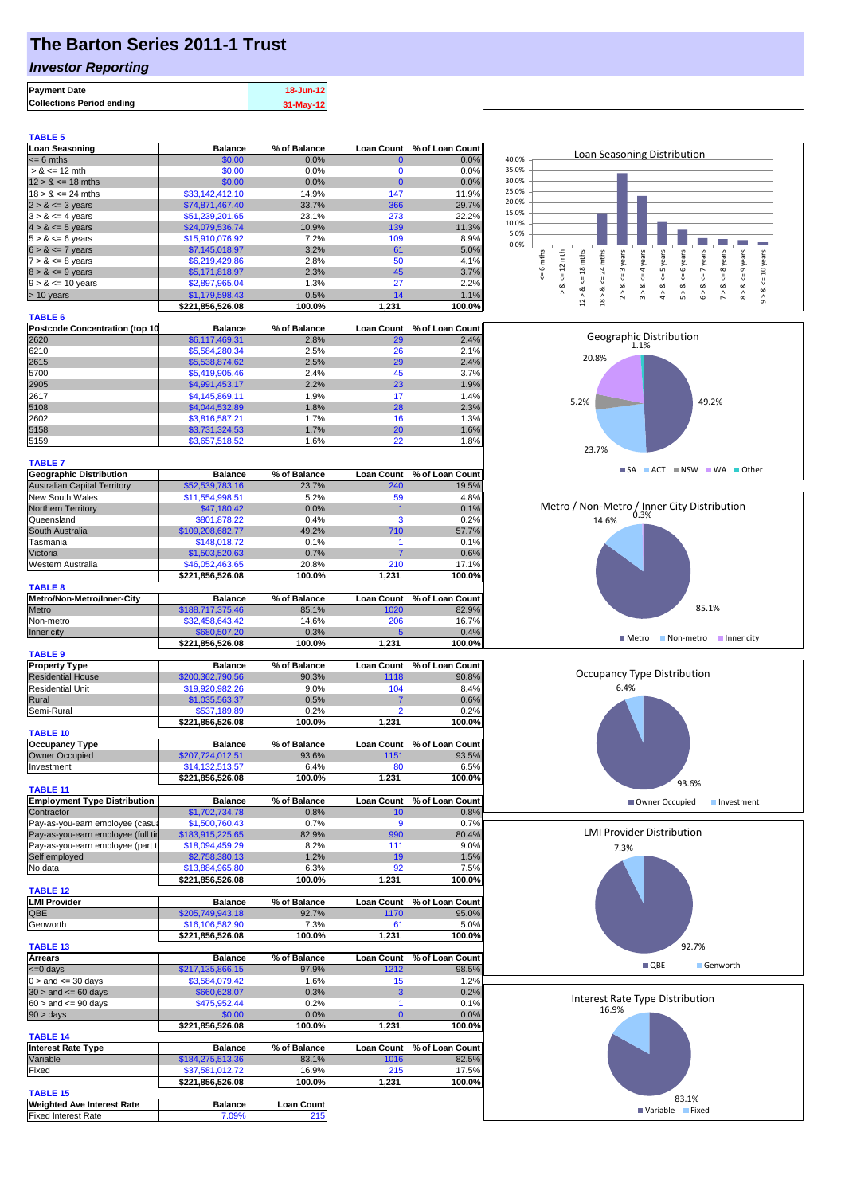# The Barton Series 2011-1 Trust

## *Investor Reporting*

| | |
|---|---|
| **Payment Date** | **18-Jun-12** |
| **Collections Period ending** | **31-May-12** |

**TABLE 5**

| Loan Seasoning | Balance | % of Balance | Loan Count | % of Loan Count |
|---|---|---|---|---|
| <= 6 mths | $0.00 | 0.0% | 0 | 0.0% |
| > & <= 12 mth | $0.00 | 0.0% | 0 | 0.0% |
| 12 > & <= 18 mths | $0.00 | 0.0% | 0 | 0.0% |
| 18 > & <= 24 mths | $33,142,412.10 | 14.9% | 147 | 11.9% |
| 2 > & <= 3 years | $74,871,467.40 | 33.7% | 366 | 29.7% |
| 3 > & <= 4 years | $51,239,201.65 | 23.1% | 273 | 22.2% |
| 4 > & <= 5 years | $24,079,536.74 | 10.9% | 139 | 11.3% |
| 5 > & <= 6 years | $15,910,076.92 | 7.2% | 109 | 8.9% |
| 6 > & <= 7 years | $7,145,018.97 | 3.2% | 61 | 5.0% |
| 7 > & <= 8 years | $6,219,429.86 | 2.8% | 50 | 4.1% |
| 8 > & <= 9 years | $5,171,818.97 | 2.3% | 45 | 3.7% |
| 9 > & <= 10 years | $2,897,965.04 | 1.3% | 27 | 2.2% |
| > 10 years | $1,179,598.43 | 0.5% | 14 | 1.1% |
| | **$221,856,526.08** | **100.0%** | **1,231** | **100.0%** |

Loan Seasoning Distribution

40.0% 35.0% 30.0% 25.0% 20.0% 15.0% 10.0% 5.0% 0.0%

<= 6 mths, > & <= 12 mth, 12 > & <= 18 mths, 18 > & <= 24 mths, 2 > & <= 3 years, 3 > & <= 4 years, 4 > & <= 5 years, 5 > & <= 6 years, 6 > & <= 7 years, 7 > & <= 8 years, 8 > & <= 9 years, 9 > & <= 10 years

**TABLE 6**

| Postcode Concentration (top 10) | Balance | % of Balance | Loan Count | % of Loan Count |
|---|---|---|---|---|
| 2620 | $6,117,469.31 | 2.8% | 29 | 2.4% |
| 6210 | $5,584,280.34 | 2.5% | 26 | 2.1% |
| 2615 | $5,538,874.62 | 2.5% | 29 | 2.4% |
| 5700 | $5,419,905.46 | 2.4% | 45 | 3.7% |
| 2905 | $4,991,453.17 | 2.2% | 23 | 1.9% |
| 2617 | $4,145,869.11 | 1.9% | 17 | 1.4% |
| 5108 | $4,044,532.89 | 1.8% | 28 | 2.3% |
| 2602 | $3,816,587.21 | 1.7% | 16 | 1.3% |
| 5158 | $3,731,324.53 | 1.7% | 20 | 1.6% |
| 5159 | $3,657,518.52 | 1.6% | 22 | 1.8% |

Geographic Distribution

1.1%
20.8%
5.2%
49.2%
23.7%

SA ACT NSW WA Other

**TABLE 7**

| Geographic Distribution | Balance | % of Balance | Loan Count | % of Loan Count |
|---|---|---|---|---|
| Australian Capital Territory | $52,539,783.16 | 23.7% | 240 | 19.5% |
| New South Wales | $11,554,998.51 | 5.2% | 59 | 4.8% |
| Northern Territory | $47,180.42 | 0.0% | 1 | 0.1% |
| Queensland | $801,878.22 | 0.4% | 3 | 0.2% |
| South Australia | $109,208,682.77 | 49.2% | 710 | 57.7% |
| Tasmania | $148,018.72 | 0.1% | 1 | 0.1% |
| Victoria | $1,503,520.63 | 0.7% | 7 | 0.6% |
| Western Australia | $46,052,463.65 | 20.8% | 210 | 17.1% |
| | **$221,856,526.08** | **100.0%** | **1,231** | **100.0%** |

**TABLE 8**

| Metro/Non-Metro/Inner-City | Balance | % of Balance | Loan Count | % of Loan Count |
|---|---|---|---|---|
| Metro | $188,717,375.46 | 85.1% | 1020 | 82.9% |
| Non-metro | $32,458,643.42 | 14.6% | 206 | 16.7% |
| Inner city | $680,507.20 | 0.3% | 5 | 0.4% |
| | **$221,856,526.08** | **100.0%** | **1,231** | **100.0%** |

Metro / Non-Metro / Inner City Distribution

0.3%
14.6%
85.1%

Metro Non-metro Inner city

**TABLE 9**

| Property Type | Balance | % of Balance | Loan Count | % of Loan Count |
|---|---|---|---|---|
| Residential House | $200,362,790.56 | 90.3% | 1118 | 90.8% |
| Residential Unit | $19,920,982.26 | 9.0% | 104 | 8.4% |
| Rural | $1,035,563.37 | 0.5% | 7 | 0.6% |
| Semi-Rural | $537,189.89 | 0.2% | 2 | 0.2% |
| | **$221,856,526.08** | **100.0%** | **1,231** | **100.0%** |

Occupancy Type Distribution

6.4%
93.6%

Owner Occupied Investment

**TABLE 10**

| Occupancy Type | Balance | % of Balance | Loan Count | % of Loan Count |
|---|---|---|---|---|
| Owner Occupied | $207,724,012.51 | 93.6% | 1151 | 93.5% |
| Investment | $14,132,513.57 | 6.4% | 80 | 6.5% |
| | **$221,856,526.08** | **100.0%** | **1,231** | **100.0%** |

**TABLE 11**

| Employment Type Distribution | Balance | % of Balance | Loan Count | % of Loan Count |
|---|---|---|---|---|
| Contractor | $1,702,734.78 | 0.8% | 10 | 0.8% |
| Pay-as-you-earn employee (casual) | $1,500,760.43 | 0.7% | 9 | 0.7% |
| Pay-as-you-earn employee (full time) | $183,915,225.65 | 82.9% | 990 | 80.4% |
| Pay-as-you-earn employee (part time) | $18,094,459.29 | 8.2% | 111 | 9.0% |
| Self employed | $2,758,380.13 | 1.2% | 19 | 1.5% |
| No data | $13,884,965.80 | 6.3% | 92 | 7.5% |
| | **$221,856,526.08** | **100.0%** | **1,231** | **100.0%** |

LMI Provider Distribution

7.3%
92.7%

QBE Genworth

**TABLE 12**

| LMI Provider | Balance | % of Balance | Loan Count | % of Loan Count |
|---|---|---|---|---|
| QBE | $205,749,943.18 | 92.7% | 1170 | 95.0% |
| Genworth | $16,106,582.90 | 7.3% | 61 | 5.0% |
| | **$221,856,526.08** | **100.0%** | **1,231** | **100.0%** |

**TABLE 13**

| Arrears | Balance | % of Balance | Loan Count | % of Loan Count |
|---|---|---|---|---|
| <=0 days | $217,135,866.15 | 97.9% | 1212 | 98.5% |
| 0 > and <= 30 days | $3,584,079.42 | 1.6% | 15 | 1.2% |
| 30 > and <= 60 days | $660,628.07 | 0.3% | 3 | 0.2% |
| 60 > and <= 90 days | $475,952.44 | 0.2% | 1 | 0.1% |
| 90 > days | $0.00 | 0.0% | 0 | 0.0% |
| | **$221,856,526.08** | **100.0%** | **1,231** | **100.0%** |

Interest Rate Type Distribution

16.9%
83.1%

Variable Fixed

**TABLE 14**

| Interest Rate Type | Balance | % of Balance | Loan Count | % of Loan Count |
|---|---|---|---|---|
| Variable | $184,275,513.36 | 83.1% | 1016 | 82.5% |
| Fixed | $37,581,012.72 | 16.9% | 215 | 17.5% |
| | **$221,856,526.08** | **100.0%** | **1,231** | **100.0%** |

**TABLE 15**

| Weighted Ave Interest Rate | Balance | Loan Count |
|---|---|---|
| Fixed Interest Rate | 7.09% | 215 |